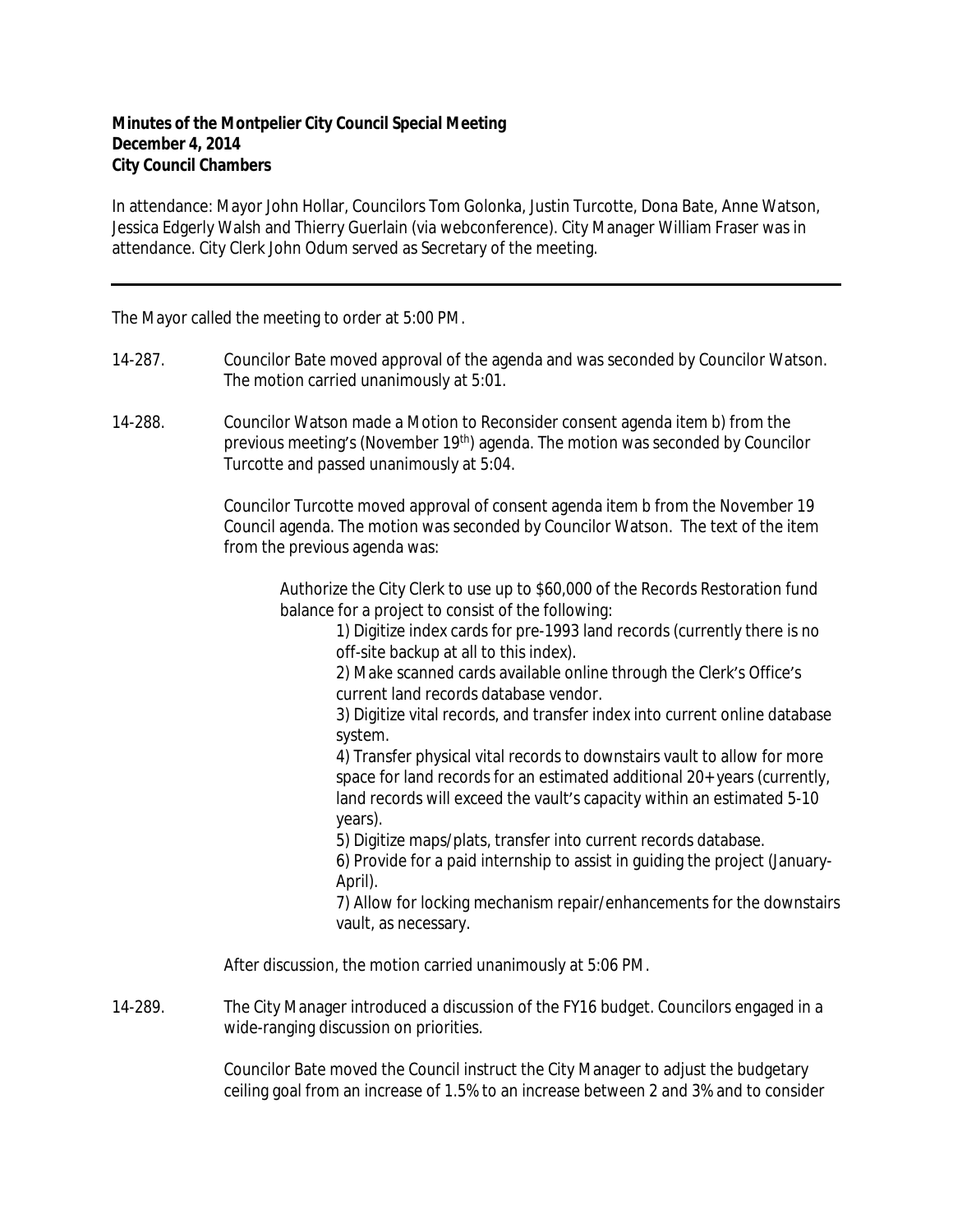**Minutes of the Montpelier City Council Special Meeting**
**December 4, 2014**
**City Council Chambers**

In attendance: Mayor John Hollar, Councilors Tom Golonka, Justin Turcotte, Dona Bate, Anne Watson, Jessica Edgerly Walsh and Thierry Guerlain (via webconference). City Manager William Fraser was in attendance. City Clerk John Odum served as Secretary of the meeting.

---

The Mayor called the meeting to order at 5:00 PM.

14-287. Councilor Bate moved approval of the agenda and was seconded by Councilor Watson. The motion carried unanimously at 5:01.

14-288. Councilor Watson made a Motion to Reconsider consent agenda item b) from the previous meeting's (November 19th) agenda. The motion was seconded by Councilor Turcotte and passed unanimously at 5:04.

Councilor Turcotte moved approval of consent agenda item b from the November 19 Council agenda. The motion was seconded by Councilor Watson. The text of the item from the previous agenda was:

> Authorize the City Clerk to use up to $60,000 of the Records Restoration fund balance for a project to consist of the following:
>
> 1) Digitize index cards for pre-1993 land records (currently there is no off-site backup at all to this index).
> 2) Make scanned cards available online through the Clerk's Office's current land records database vendor.
> 3) Digitize vital records, and transfer index into current online database system.
> 4) Transfer physical vital records to downstairs vault to allow for more space for land records for an estimated additional 20+ years (currently, land records will exceed the vault's capacity within an estimated 5-10 years).
> 5) Digitize maps/plats, transfer into current records database.
> 6) Provide for a paid internship to assist in guiding the project (January-April).
> 7) Allow for locking mechanism repair/enhancements for the downstairs vault, as necessary.

After discussion, the motion carried unanimously at 5:06 PM.

14-289. The City Manager introduced a discussion of the FY16 budget. Councilors engaged in a wide-ranging discussion on priorities.

Councilor Bate moved the Council instruct the City Manager to adjust the budgetary ceiling goal from an increase of 1.5% to an increase between 2 and 3% and to consider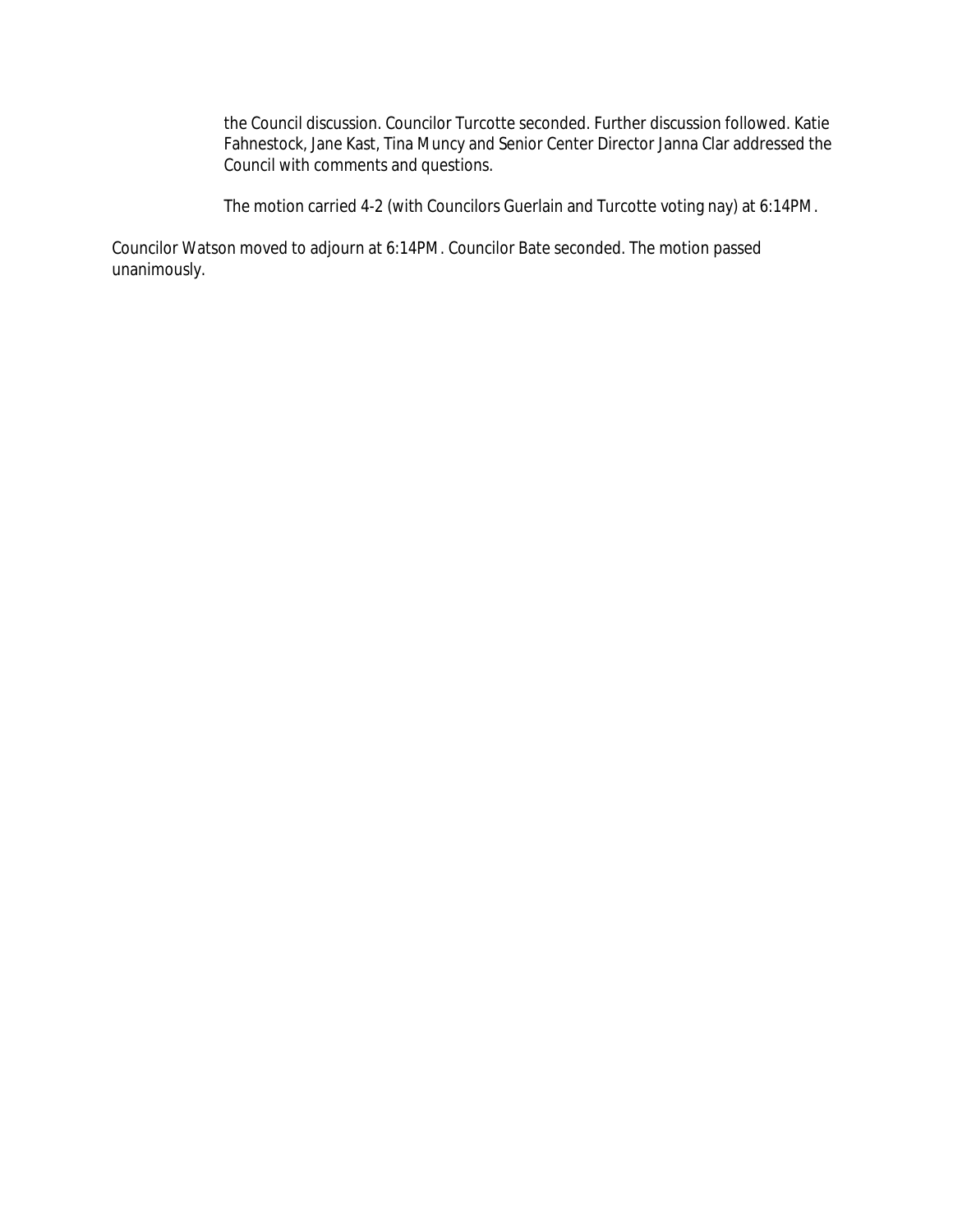the Council discussion. Councilor Turcotte seconded. Further discussion followed. Katie Fahnestock, Jane Kast, Tina Muncy and Senior Center Director Janna Clar addressed the Council with comments and questions.

The motion carried 4-2 (with Councilors Guerlain and Turcotte voting nay) at 6:14PM.

Councilor Watson moved to adjourn at 6:14PM. Councilor Bate seconded. The motion passed unanimously.